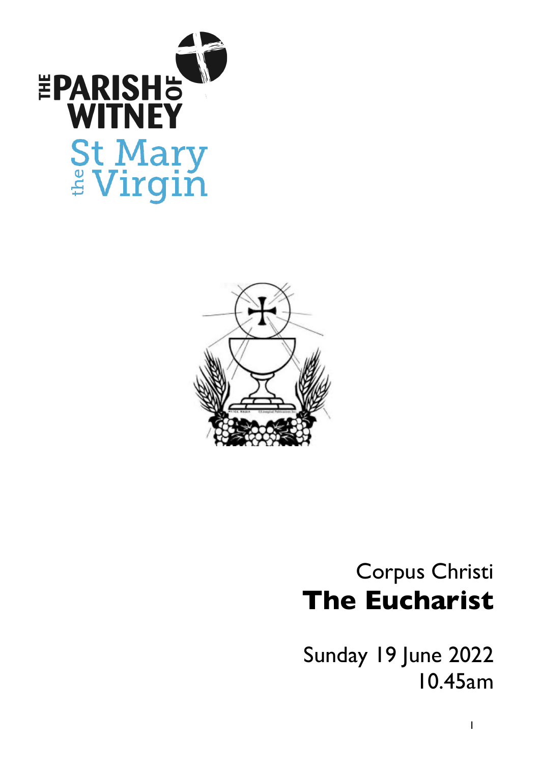THE PARISH OF WITNEY

St Mary the Virgin

Corpus Christi

# The Eucharist

Sunday 19 June 2022

10.45am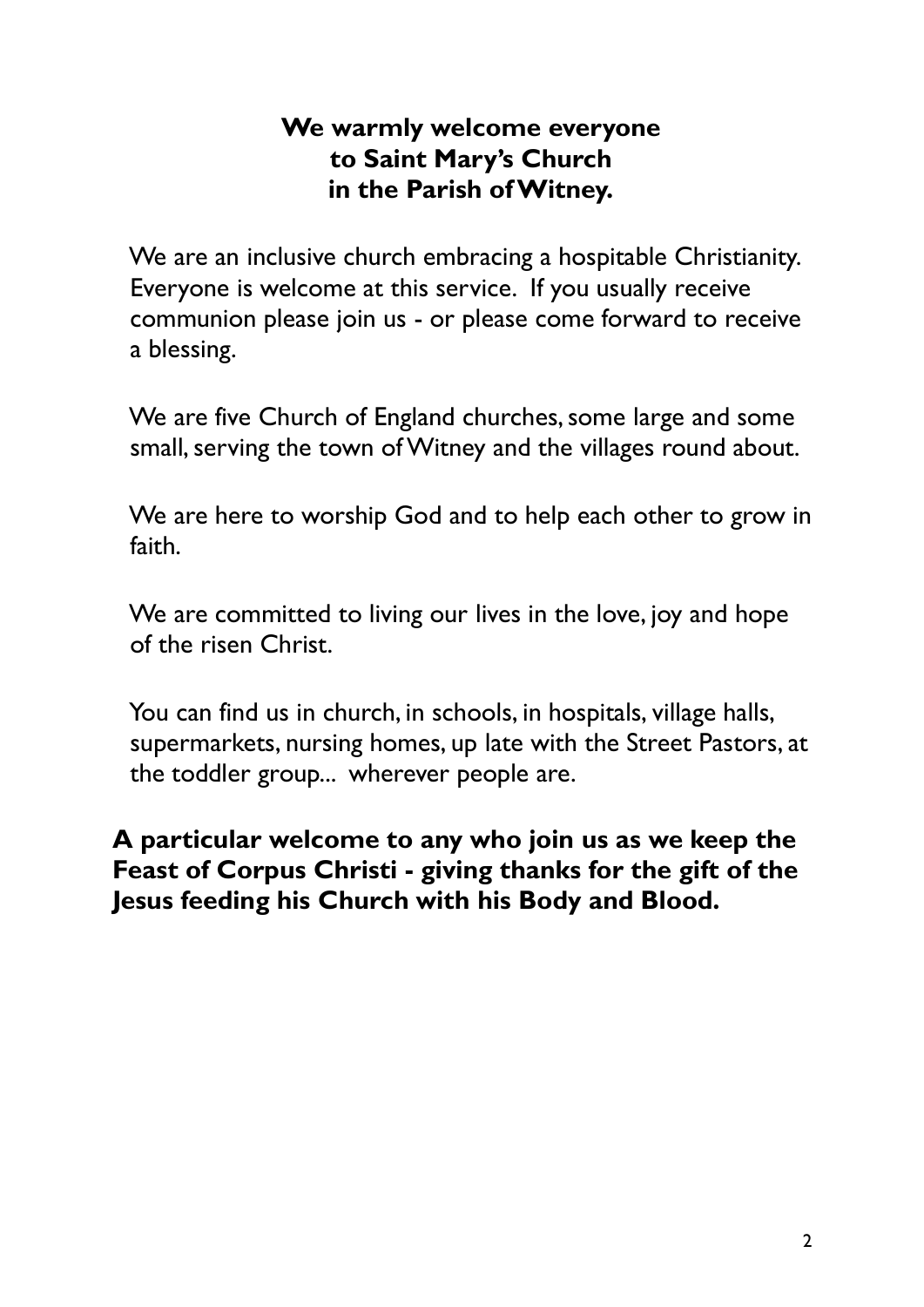**We warmly welcome everyone to Saint Mary's Church in the Parish of Witney.**

We are an inclusive church embracing a hospitable Christianity. Everyone is welcome at this service. If you usually receive communion please join us - or please come forward to receive a blessing.

We are five Church of England churches, some large and some small, serving the town of Witney and the villages round about.

We are here to worship God and to help each other to grow in faith.

We are committed to living our lives in the love, joy and hope of the risen Christ.

You can find us in church, in schools, in hospitals, village halls, supermarkets, nursing homes, up late with the Street Pastors, at the toddler group... wherever people are.

**A particular welcome to any who join us as we keep the Feast of Corpus Christi - giving thanks for the gift of the Jesus feeding his Church with his Body and Blood.**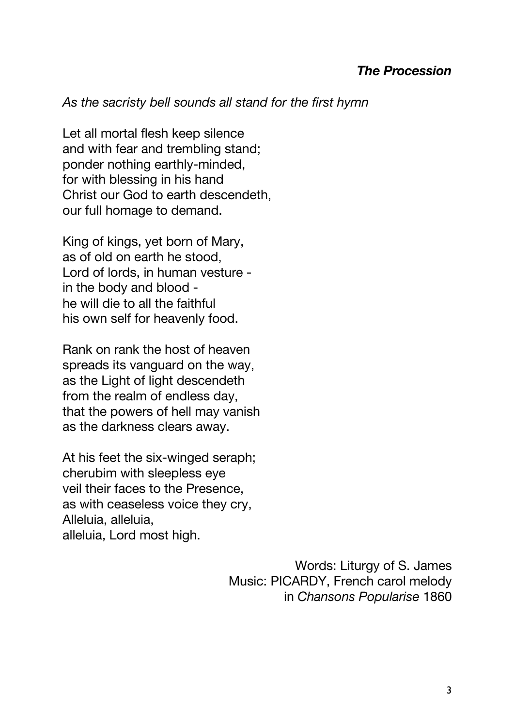## *The Procession*

*As the sacristy bell sounds all stand for the first hymn*

Let all mortal flesh keep silence
and with fear and trembling stand;
ponder nothing earthly-minded,
for with blessing in his hand
Christ our God to earth descendeth,
our full homage to demand.

King of kings, yet born of Mary,
as of old on earth he stood,
Lord of lords, in human vesture -
in the body and blood -
he will die to all the faithful
his own self for heavenly food.

Rank on rank the host of heaven
spreads its vanguard on the way,
as the Light of light descendeth
from the realm of endless day,
that the powers of hell may vanish
as the darkness clears away.

At his feet the six-winged seraph;
cherubim with sleepless eye
veil their faces to the Presence,
as with ceaseless voice they cry,
Alleluia, alleluia,
alleluia, Lord most high.

Words: Liturgy of S. James
Music: PICARDY, French carol melody
in *Chansons Popularise* 1860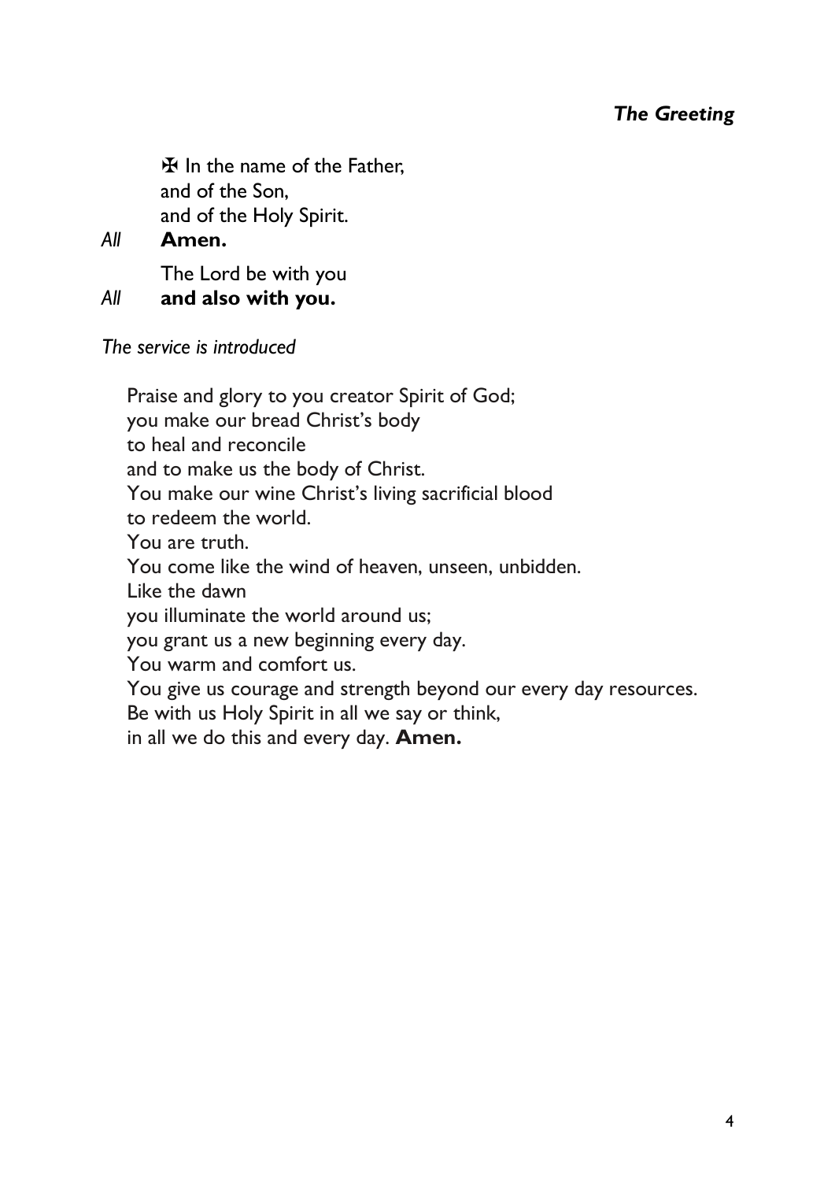### *The Greeting*

✠ In the name of the Father,
and of the Son,
and of the Holy Spirit.

*All* **Amen.**

The Lord be with you

*All* **and also with you.**

*The service is introduced*

Praise and glory to you creator Spirit of God;
you make our bread Christ's body
to heal and reconcile
and to make us the body of Christ.
You make our wine Christ's living sacrificial blood
to redeem the world.
You are truth.
You come like the wind of heaven, unseen, unbidden.
Like the dawn
you illuminate the world around us;
you grant us a new beginning every day.
You warm and comfort us.
You give us courage and strength beyond our every day resources.
Be with us Holy Spirit in all we say or think,
in all we do this and every day. **Amen.**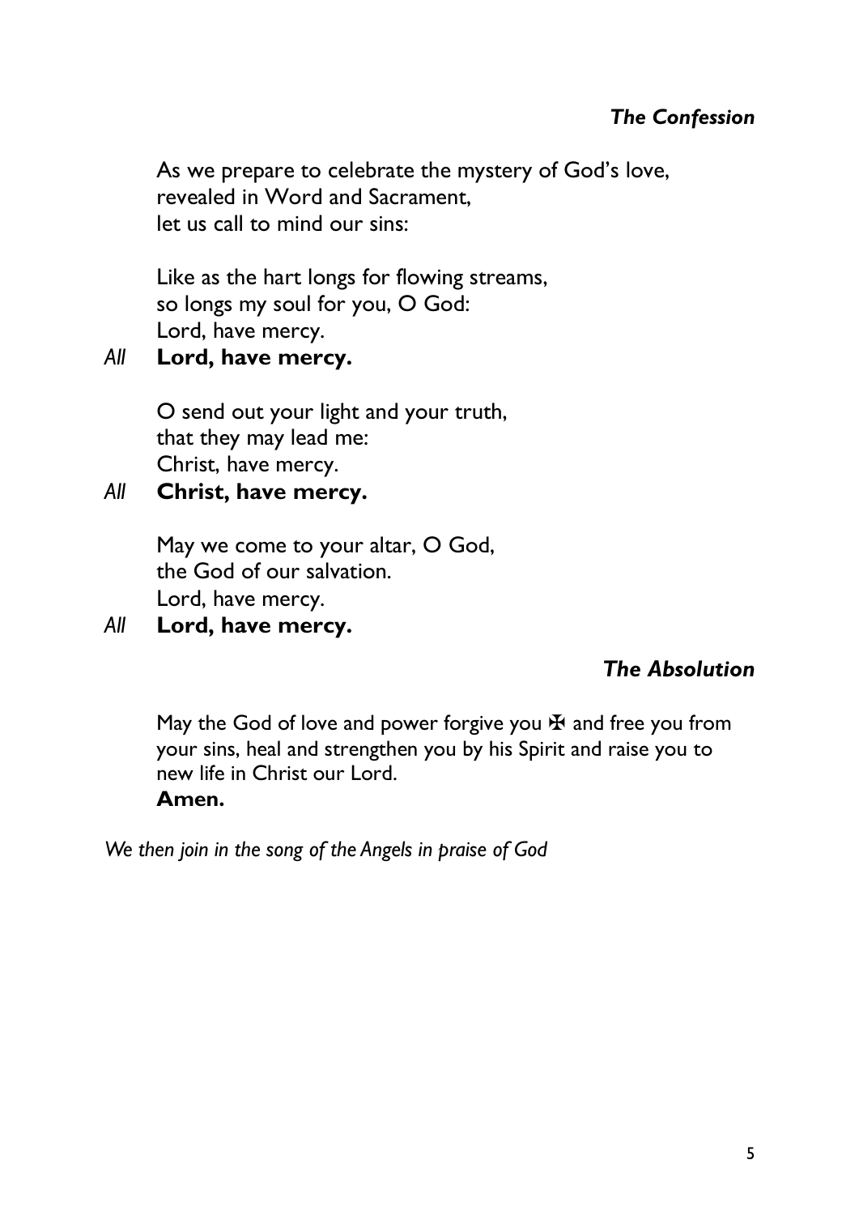### *The Confession*

As we prepare to celebrate the mystery of God's love,
revealed in Word and Sacrament,
let us call to mind our sins:

Like as the hart longs for flowing streams,
so longs my soul for you, O God:
Lord, have mercy.

*All* **Lord, have mercy.**

O send out your light and your truth,
that they may lead me:
Christ, have mercy.

*All* **Christ, have mercy.**

May we come to your altar, O God,
the God of our salvation.
Lord, have mercy.

*All* **Lord, have mercy.**

### *The Absolution*

May the God of love and power forgive you ✠ and free you from your sins, heal and strengthen you by his Spirit and raise you to new life in Christ our Lord.
**Amen.**

*We then join in the song of the Angels in praise of God*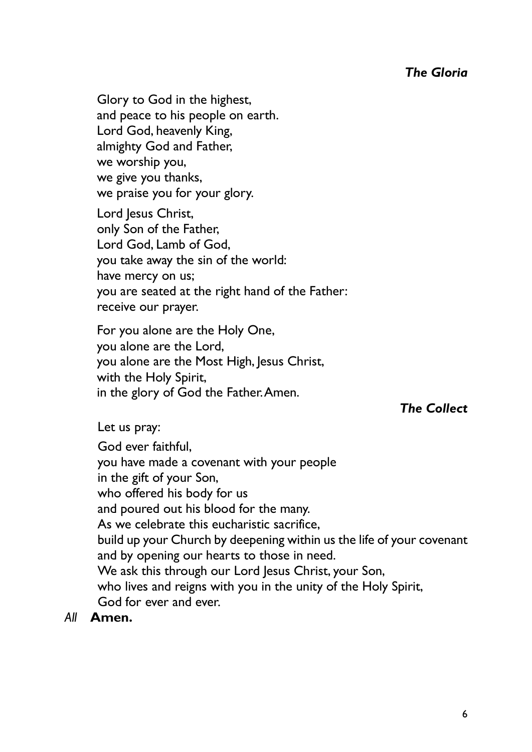### *The Gloria*

Glory to God in the highest,
and peace to his people on earth.
Lord God, heavenly King,
almighty God and Father,
we worship you,
we give you thanks,
we praise you for your glory.

Lord Jesus Christ,
only Son of the Father,
Lord God, Lamb of God,
you take away the sin of the world:
have mercy on us;
you are seated at the right hand of the Father:
receive our prayer.

For you alone are the Holy One,
you alone are the Lord,
you alone are the Most High, Jesus Christ,
with the Holy Spirit,
in the glory of God the Father. Amen.

### *The Collect*

Let us pray:

God ever faithful,
you have made a covenant with your people
in the gift of your Son,
who offered his body for us
and poured out his blood for the many.
As we celebrate this eucharistic sacrifice,
build up your Church by deepening within us the life of your covenant
and by opening our hearts to those in need.
We ask this through our Lord Jesus Christ, your Son,
who lives and reigns with you in the unity of the Holy Spirit,
God for ever and ever.

*All* **Amen.**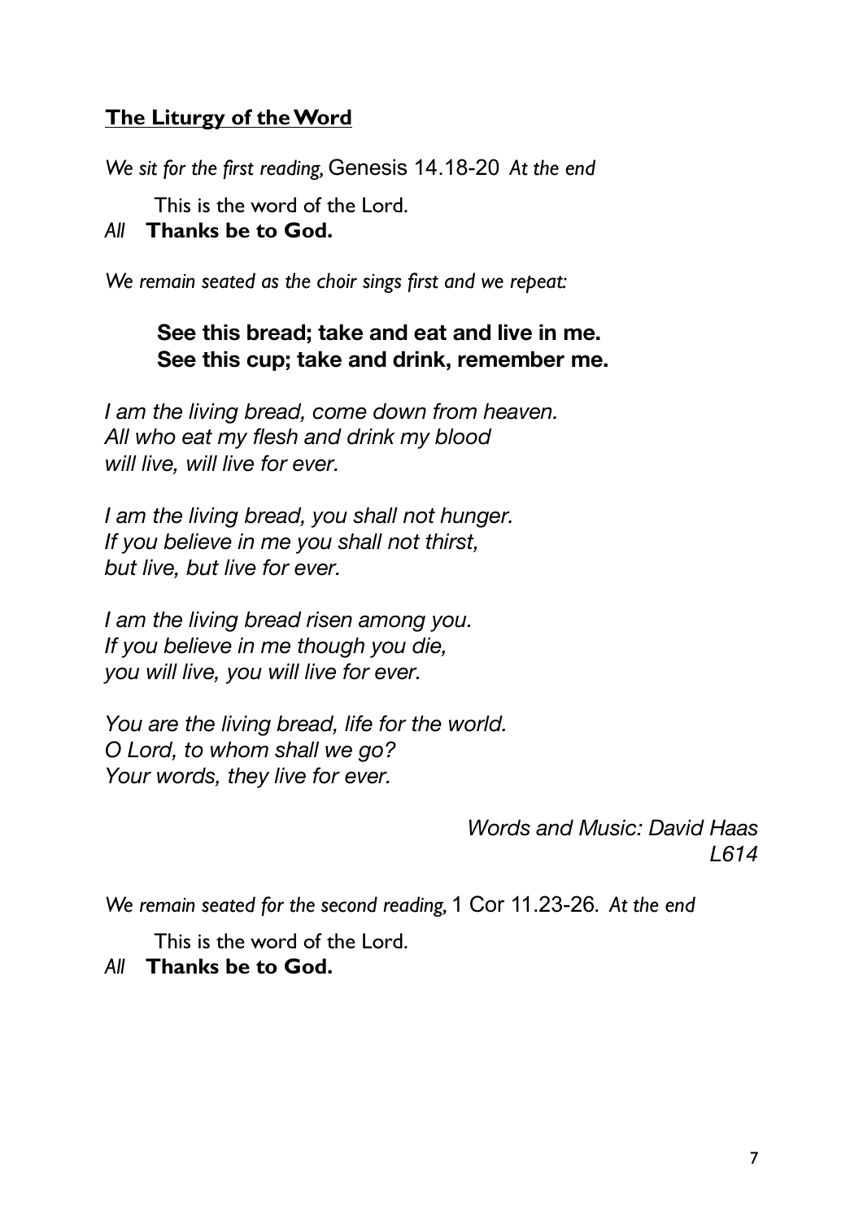## <u>The Liturgy of the Word</u>

*We sit for the first reading,* Genesis 14.18-20 *At the end*

This is the word of the Lord.
*All* **Thanks be to God.**

*We remain seated as the choir sings first and we repeat:*

**See this bread; take and eat and live in me.**
**See this cup; take and drink, remember me.**

*I am the living bread, come down from heaven.*
*All who eat my flesh and drink my blood*
*will live, will live for ever.*

*I am the living bread, you shall not hunger.*
*If you believe in me you shall not thirst,*
*but live, but live for ever.*

*I am the living bread risen among you.*
*If you believe in me though you die,*
*you will live, you will live for ever.*

*You are the living bread, life for the world.*
*O Lord, to whom shall we go?*
*Your words, they live for ever.*

*Words and Music: David Haas*
*L614*

*We remain seated for the second reading,* 1 Cor 11.23-26. *At the end*

This is the word of the Lord.
*All* **Thanks be to God.**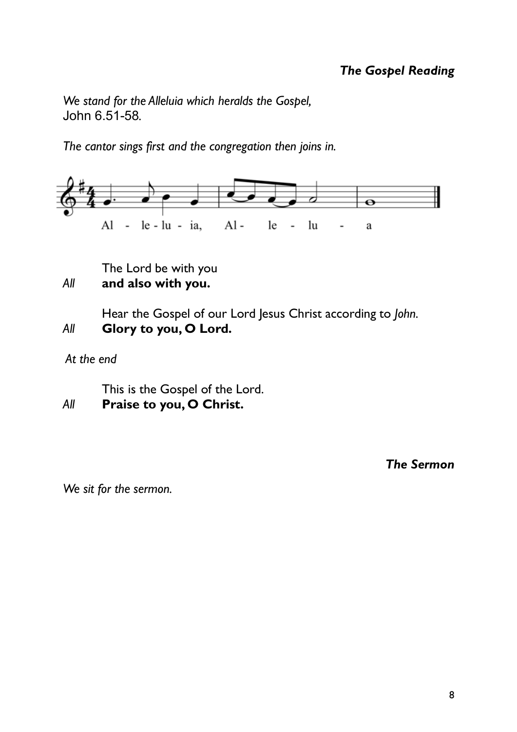### *The Gospel Reading*

*We stand for the Alleluia which heralds the Gospel,*
John 6.51-58.

*The cantor sings first and the congregation then joins in.*

Al - le - lu - ia, Al - le - lu - a

The Lord be with you
*All* **and also with you.**

Hear the Gospel of our Lord Jesus Christ according to *John.*
*All* **Glory to you, O Lord.**

*At the end*

This is the Gospel of the Lord.
*All* **Praise to you, O Christ.**

### *The Sermon*

*We sit for the sermon.*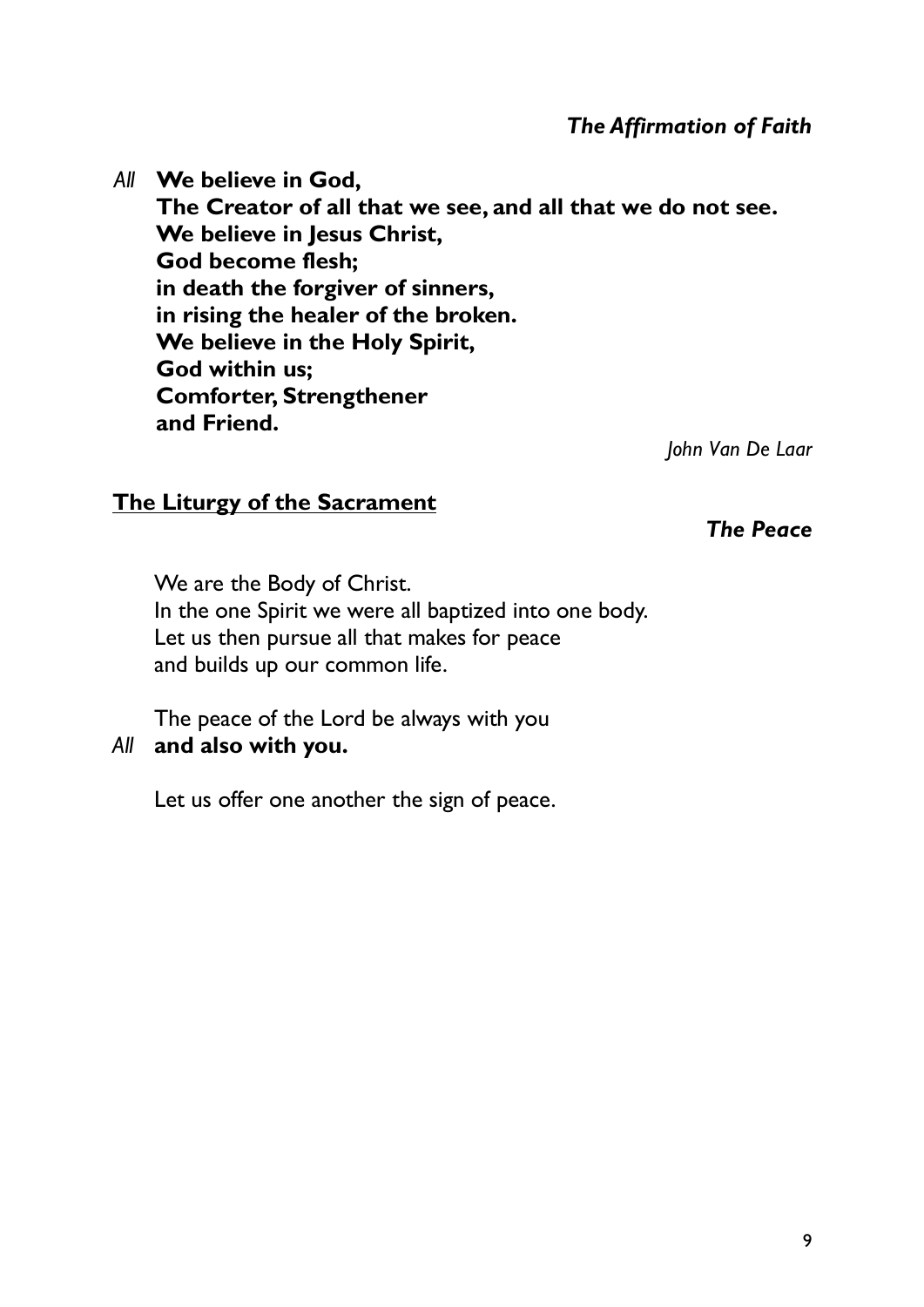*The Affirmation of Faith*

*All* **We believe in God,**
**The Creator of all that we see, and all that we do not see.**
**We believe in Jesus Christ,**
**God become flesh;**
**in death the forgiver of sinners,**
**in rising the healer of the broken.**
**We believe in the Holy Spirit,**
**God within us;**
**Comforter, Strengthener**
**and Friend.**

*John Van De Laar*

## <u>The Liturgy of the Sacrament</u>

***The Peace***

We are the Body of Christ.
In the one Spirit we were all baptized into one body.
Let us then pursue all that makes for peace
and builds up our common life.

The peace of the Lord be always with you
*All* **and also with you.**

Let us offer one another the sign of peace.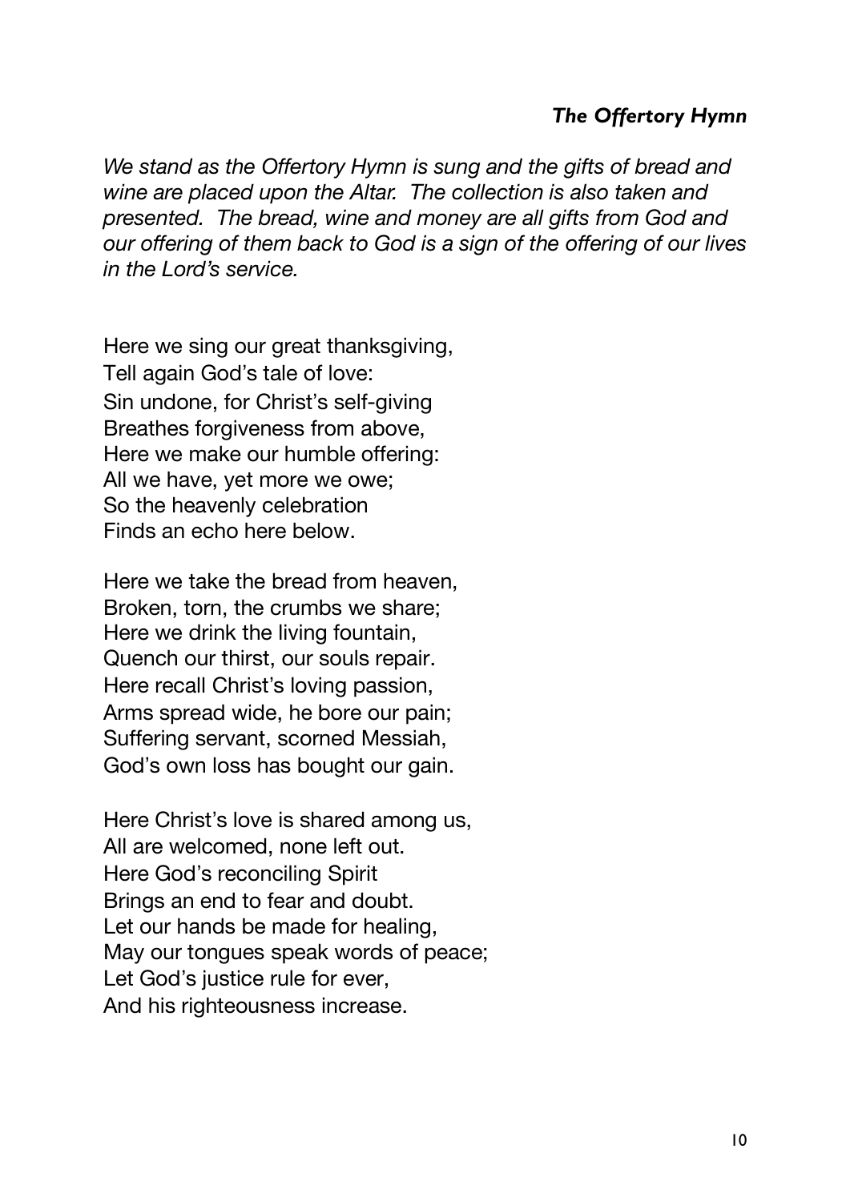### *The Offertory Hymn*

*We stand as the Offertory Hymn is sung and the gifts of bread and wine are placed upon the Altar. The collection is also taken and presented. The bread, wine and money are all gifts from God and our offering of them back to God is a sign of the offering of our lives in the Lord's service.*

Here we sing our great thanksgiving,
Tell again God's tale of love:
Sin undone, for Christ's self-giving
Breathes forgiveness from above,
Here we make our humble offering:
All we have, yet more we owe;
So the heavenly celebration
Finds an echo here below.

Here we take the bread from heaven,
Broken, torn, the crumbs we share;
Here we drink the living fountain,
Quench our thirst, our souls repair.
Here recall Christ's loving passion,
Arms spread wide, he bore our pain;
Suffering servant, scorned Messiah,
God's own loss has bought our gain.

Here Christ's love is shared among us,
All are welcomed, none left out.
Here God's reconciling Spirit
Brings an end to fear and doubt.
Let our hands be made for healing,
May our tongues speak words of peace;
Let God's justice rule for ever,
And his righteousness increase.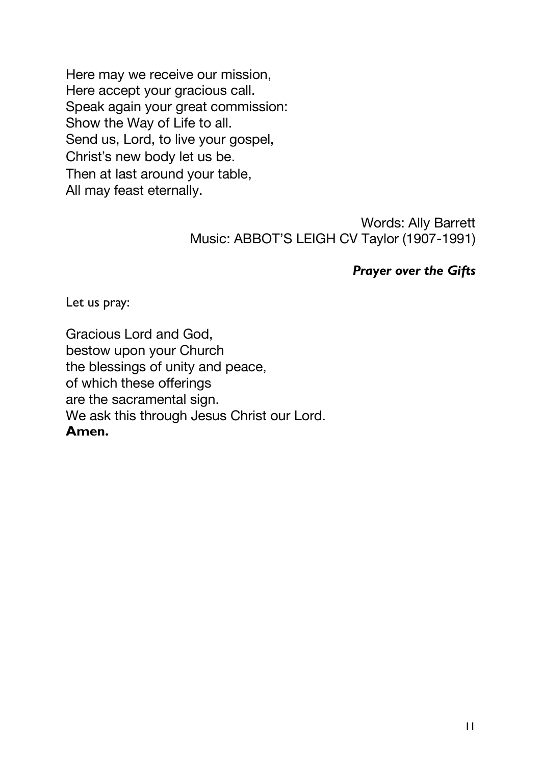Here may we receive our mission,
Here accept your gracious call.
Speak again your great commission:
Show the Way of Life to all.
Send us, Lord, to live your gospel,
Christ's new body let us be.
Then at last around your table,
All may feast eternally.

Words: Ally Barrett
Music: ABBOT'S LEIGH CV Taylor (1907-1991)

***Prayer over the Gifts***

Let us pray:

Gracious Lord and God,
bestow upon your Church
the blessings of unity and peace,
of which these offerings
are the sacramental sign.
We ask this through Jesus Christ our Lord.
**Amen.**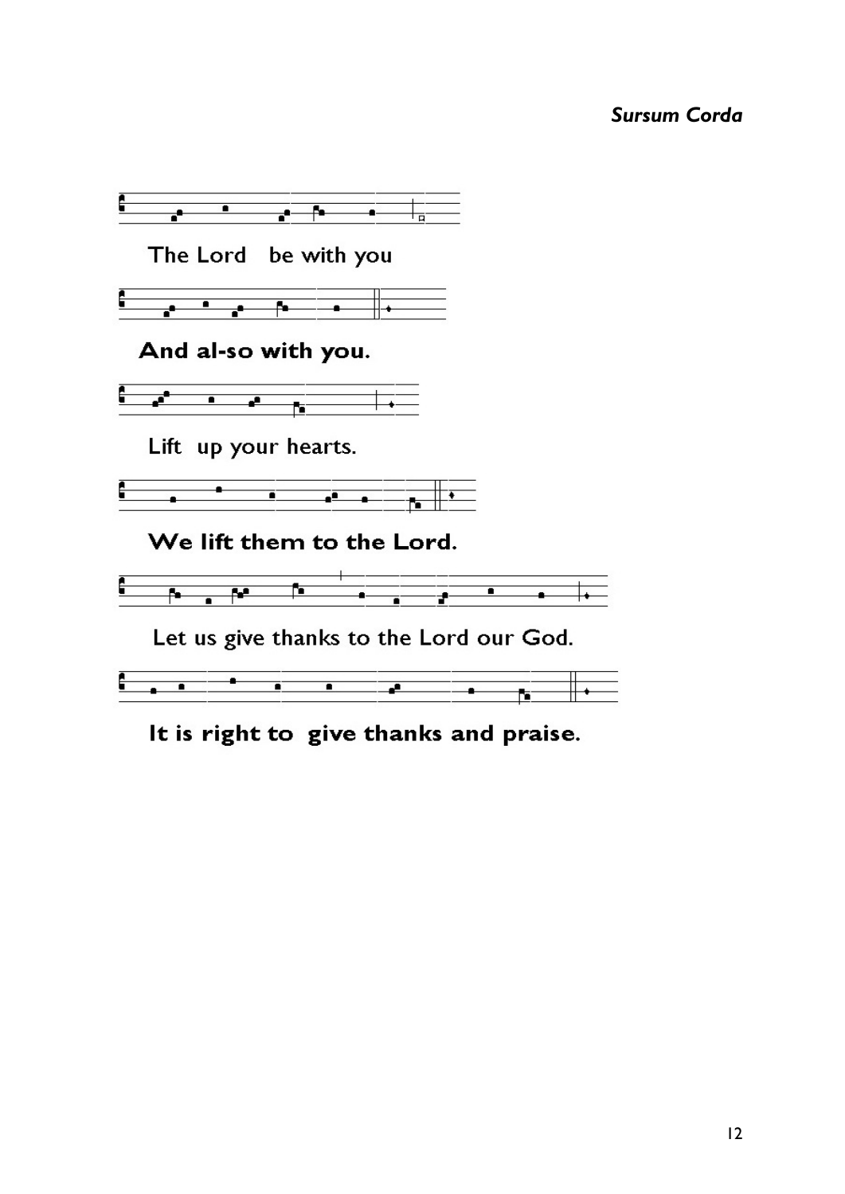*Sursum Corda*

The Lord be with you

**And al-so with you.**

Lift up your hearts.

**We lift them to the Lord.**

Let us give thanks to the Lord our God.

**It is right to give thanks and praise.**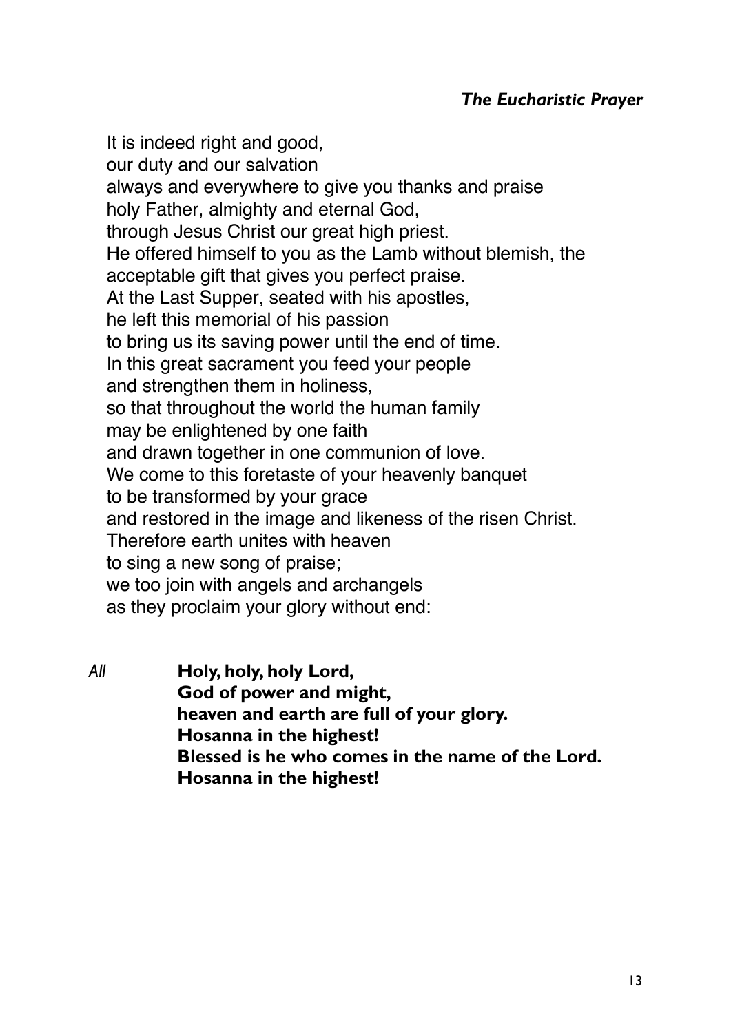*The Eucharistic Prayer*

It is indeed right and good,
our duty and our salvation
always and everywhere to give you thanks and praise
holy Father, almighty and eternal God,
through Jesus Christ our great high priest.
He offered himself to you as the Lamb without blemish, the acceptable gift that gives you perfect praise.
At the Last Supper, seated with his apostles,
he left this memorial of his passion
to bring us its saving power until the end of time.
In this great sacrament you feed your people
and strengthen them in holiness,
so that throughout the world the human family
may be enlightened by one faith
and drawn together in one communion of love.
We come to this foretaste of your heavenly banquet
to be transformed by your grace
and restored in the image and likeness of the risen Christ.
Therefore earth unites with heaven
to sing a new song of praise;
we too join with angels and archangels
as they proclaim your glory without end:

*All* **Holy, holy, holy Lord,**
**God of power and might,**
**heaven and earth are full of your glory.**
**Hosanna in the highest!**
**Blessed is he who comes in the name of the Lord.**
**Hosanna in the highest!**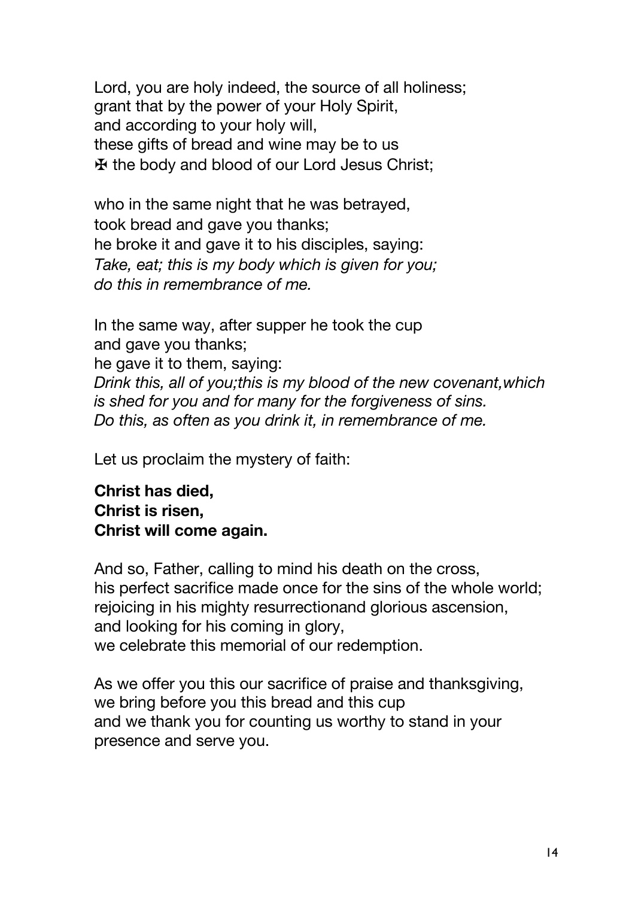Lord, you are holy indeed, the source of all holiness;
grant that by the power of your Holy Spirit,
and according to your holy will,
these gifts of bread and wine may be to us
✠ the body and blood of our Lord Jesus Christ;

who in the same night that he was betrayed,
took bread and gave you thanks;
he broke it and gave it to his disciples, saying:
*Take, eat; this is my body which is given for you;*
*do this in remembrance of me.*

In the same way, after supper he took the cup
and gave you thanks;
he gave it to them, saying:
*Drink this, all of you;this is my blood of the new covenant,which is shed for you and for many for the forgiveness of sins.*
*Do this, as often as you drink it, in remembrance of me.*

Let us proclaim the mystery of faith:

**Christ has died,**
**Christ is risen,**
**Christ will come again.**

And so, Father, calling to mind his death on the cross,
his perfect sacrifice made once for the sins of the whole world;
rejoicing in his mighty resurrectionand glorious ascension,
and looking for his coming in glory,
we celebrate this memorial of our redemption.

As we offer you this our sacrifice of praise and thanksgiving,
we bring before you this bread and this cup
and we thank you for counting us worthy to stand in your presence and serve you.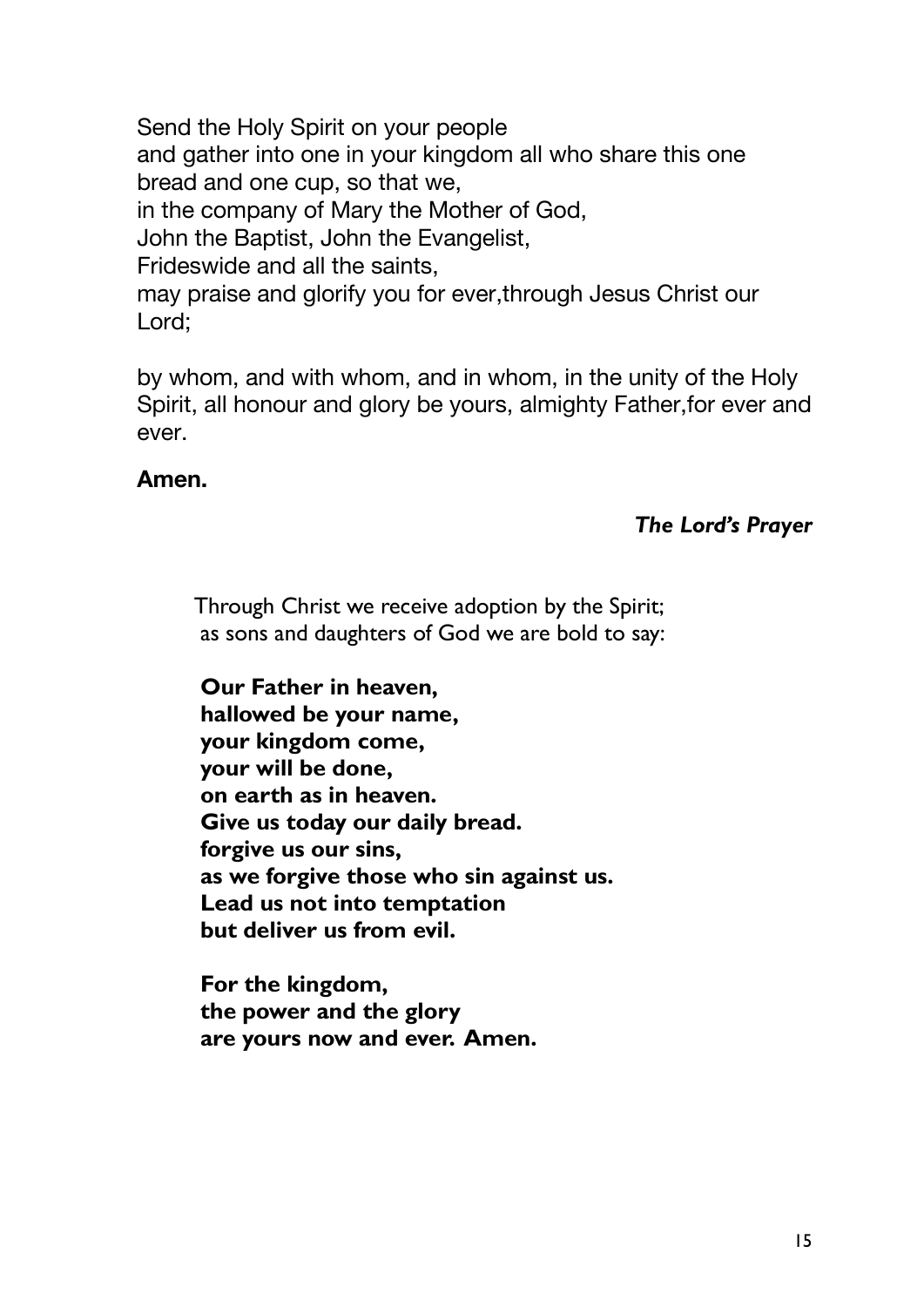Send the Holy Spirit on your people
and gather into one in your kingdom all who share this one bread and one cup, so that we,
in the company of Mary the Mother of God,
John the Baptist, John the Evangelist,
Frideswide and all the saints,
may praise and glorify you for ever,through Jesus Christ our Lord;

by whom, and with whom, and in whom, in the unity of the Holy Spirit, all honour and glory be yours, almighty Father,for ever and ever.

**Amen.**

***The Lord's Prayer***

Through Christ we receive adoption by the Spirit;
as sons and daughters of God we are bold to say:

**Our Father in heaven,**
**hallowed be your name,**
**your kingdom come,**
**your will be done,**
**on earth as in heaven.**
**Give us today our daily bread.**
**forgive us our sins,**
**as we forgive those who sin against us.**
**Lead us not into temptation**
**but deliver us from evil.**

**For the kingdom,**
**the power and the glory**
**are yours now and ever. Amen.**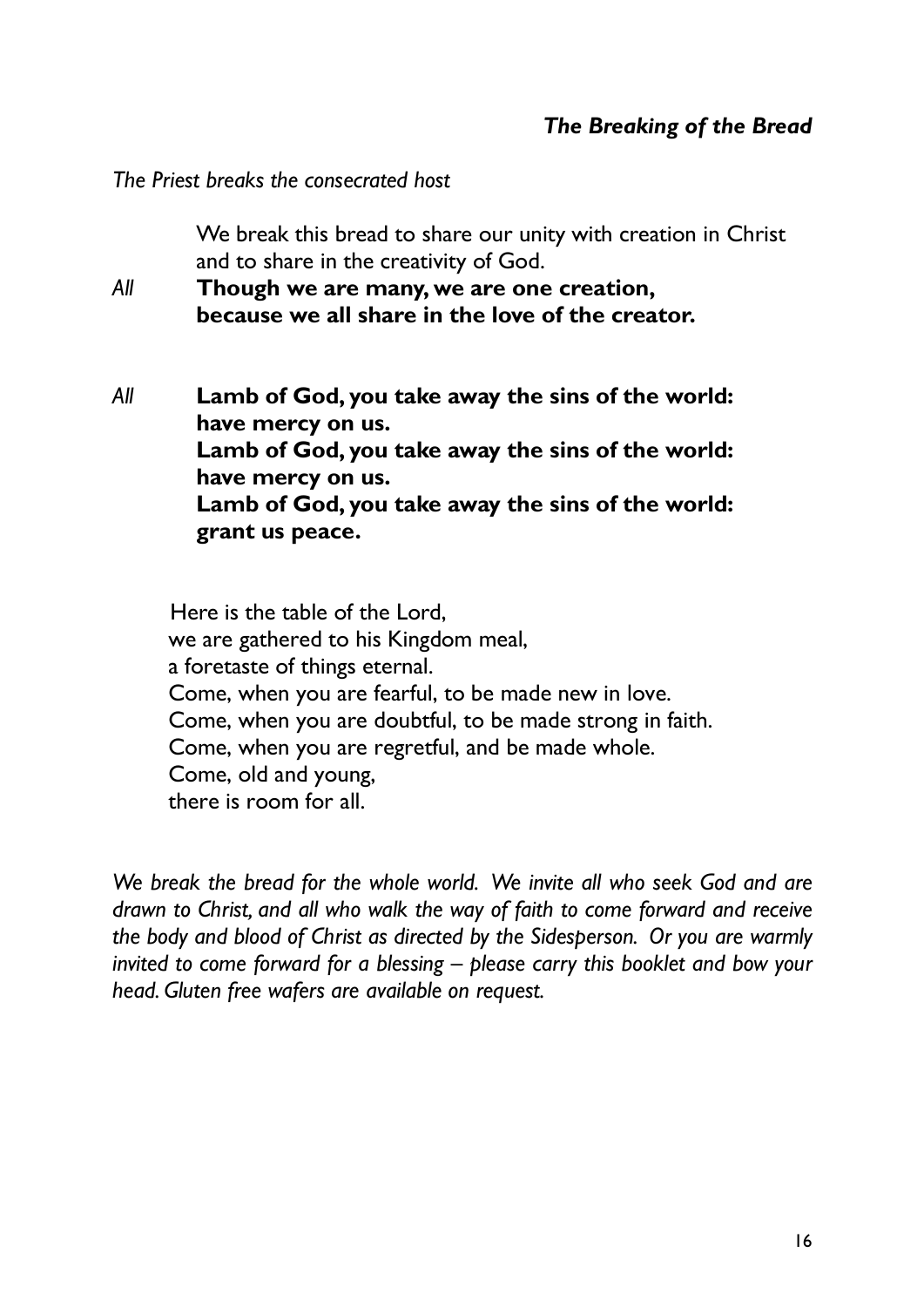### *The Breaking of the Bread*

*The Priest breaks the consecrated host*

We break this bread to share our unity with creation in Christ
and to share in the creativity of God.

*All* **Though we are many, we are one creation,
because we all share in the love of the creator.**

*All* **Lamb of God, you take away the sins of the world:
have mercy on us.
Lamb of God, you take away the sins of the world:
have mercy on us.
Lamb of God, you take away the sins of the world:
grant us peace.**

Here is the table of the Lord,
we are gathered to his Kingdom meal,
a foretaste of things eternal.
Come, when you are fearful, to be made new in love.
Come, when you are doubtful, to be made strong in faith.
Come, when you are regretful, and be made whole.
Come, old and young,
there is room for all.

*We break the bread for the whole world. We invite all who seek God and are drawn to Christ, and all who walk the way of faith to come forward and receive the body and blood of Christ as directed by the Sidesperson. Or you are warmly invited to come forward for a blessing – please carry this booklet and bow your head. Gluten free wafers are available on request.*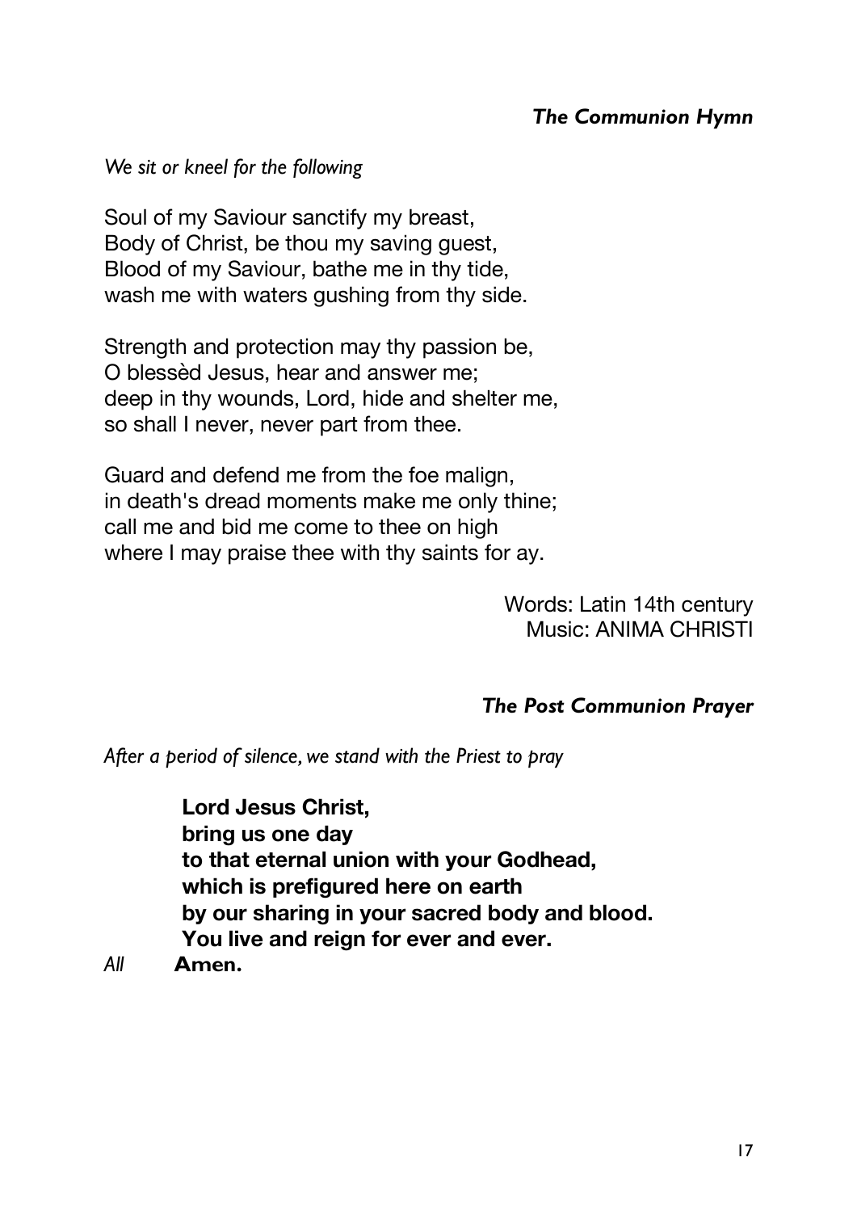### *The Communion Hymn*

*We sit or kneel for the following*

Soul of my Saviour sanctify my breast,  
Body of Christ, be thou my saving guest,  
Blood of my Saviour, bathe me in thy tide,  
wash me with waters gushing from thy side.

Strength and protection may thy passion be,  
O blessèd Jesus, hear and answer me;  
deep in thy wounds, Lord, hide and shelter me,  
so shall I never, never part from thee.

Guard and defend me from the foe malign,  
in death's dread moments make me only thine;  
call me and bid me come to thee on high  
where I may praise thee with thy saints for ay.

Words: Latin 14th century  
Music: ANIMA CHRISTI

### *The Post Communion Prayer*

*After a period of silence, we stand with the Priest to pray*

**Lord Jesus Christ,**  
**bring us one day**  
**to that eternal union with your Godhead,**  
**which is prefigured here on earth**  
**by our sharing in your sacred body and blood.**  
**You live and reign for ever and ever.**

*All* **Amen.**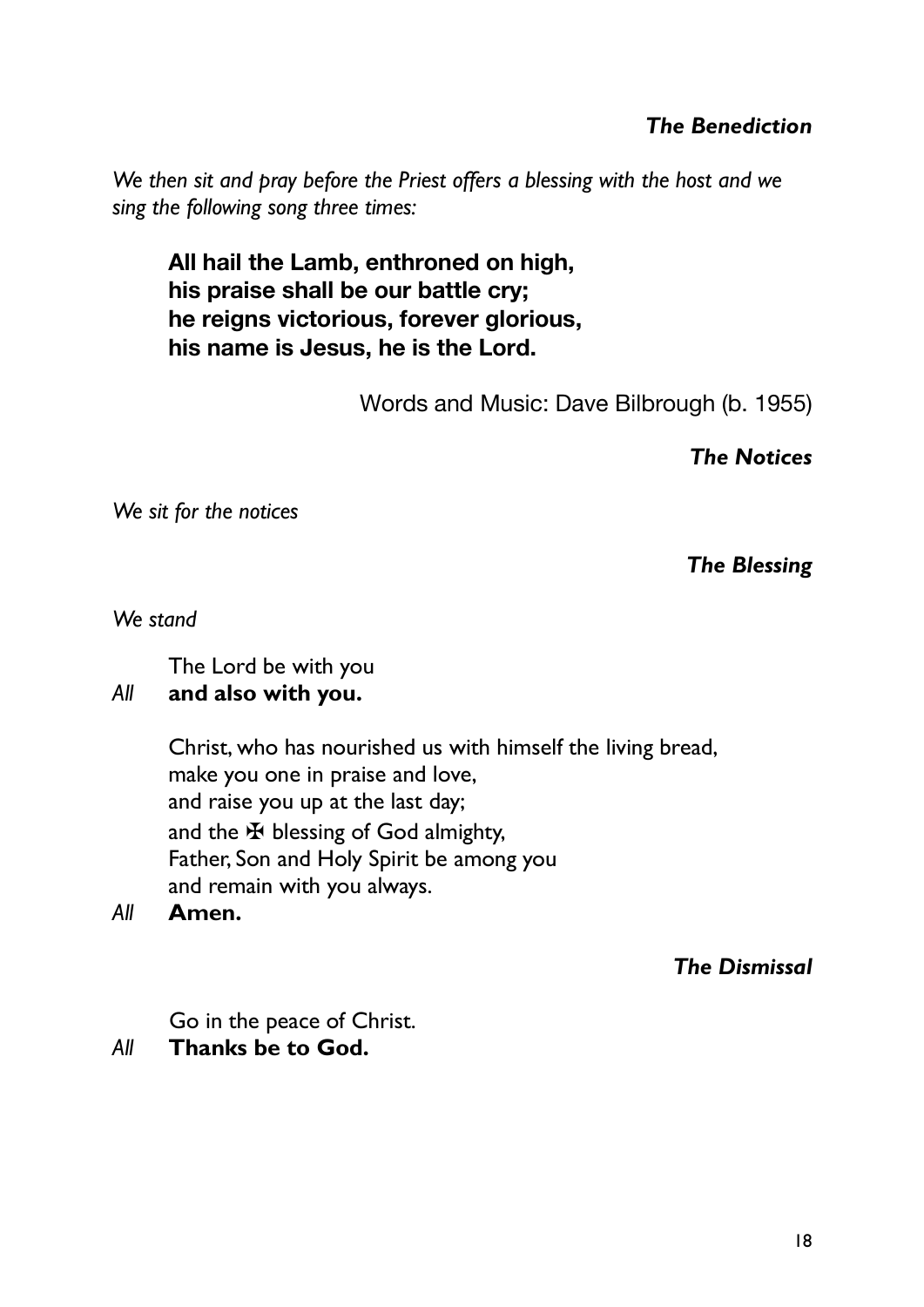### *The Benediction*

*We then sit and pray before the Priest offers a blessing with the host and we sing the following song three times:*

**All hail the Lamb, enthroned on high,**
**his praise shall be our battle cry;**
**he reigns victorious, forever glorious,**
**his name is Jesus, he is the Lord.**

Words and Music: Dave Bilbrough (b. 1955)

### *The Notices*

*We sit for the notices*

### *The Blessing*

*We stand*

The Lord be with you
*All* **and also with you.**

Christ, who has nourished us with himself the living bread,
make you one in praise and love,
and raise you up at the last day;
and the ✠ blessing of God almighty,
Father, Son and Holy Spirit be among you
and remain with you always.
*All* **Amen.**

### *The Dismissal*

Go in the peace of Christ.
*All* **Thanks be to God.**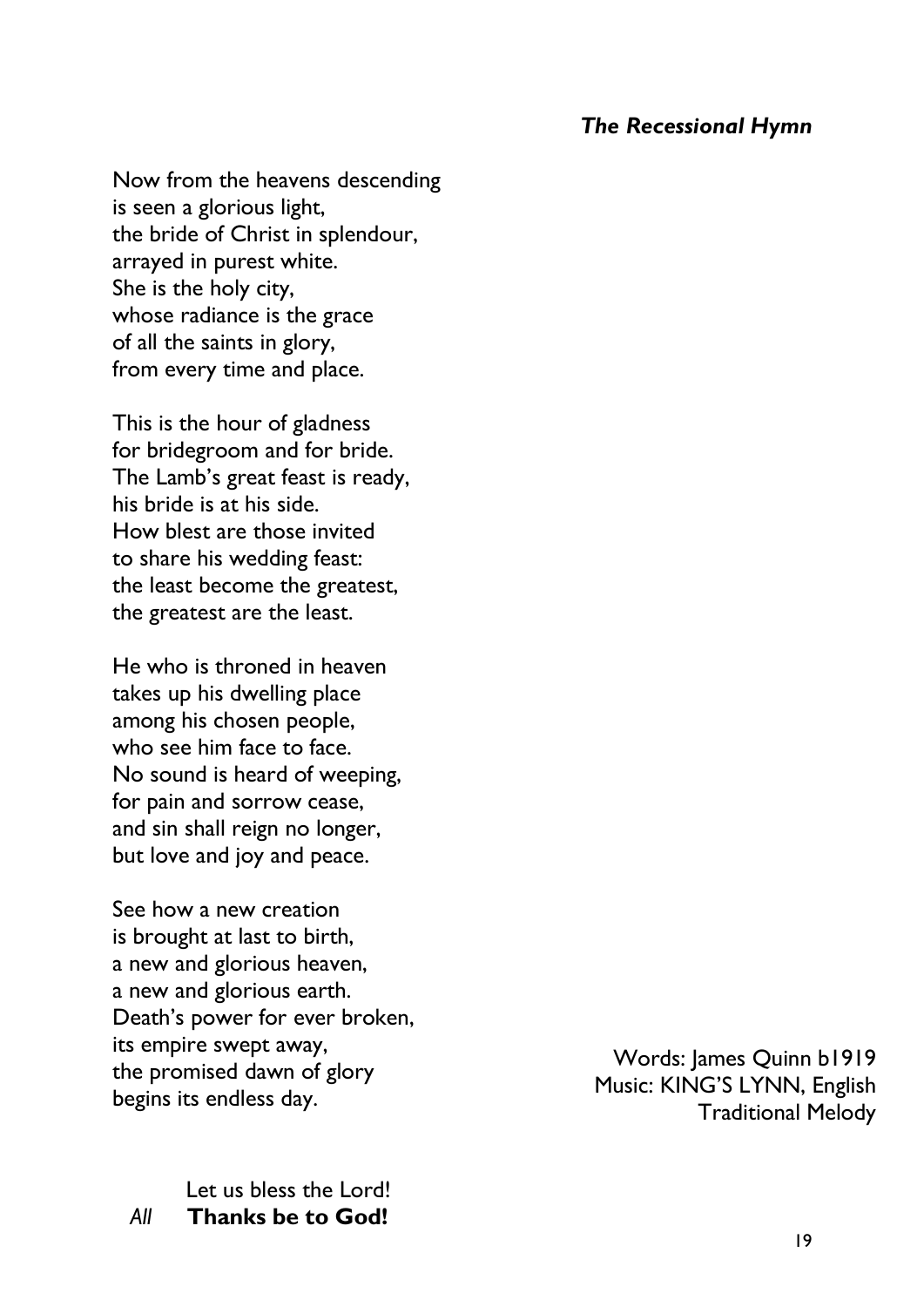### *The Recessional Hymn*

Now from the heavens descending
is seen a glorious light,
the bride of Christ in splendour,
arrayed in purest white.
She is the holy city,
whose radiance is the grace
of all the saints in glory,
from every time and place.

This is the hour of gladness
for bridegroom and for bride.
The Lamb's great feast is ready,
his bride is at his side.
How blest are those invited
to share his wedding feast:
the least become the greatest,
the greatest are the least.

He who is throned in heaven
takes up his dwelling place
among his chosen people,
who see him face to face.
No sound is heard of weeping,
for pain and sorrow cease,
and sin shall reign no longer,
but love and joy and peace.

See how a new creation
is brought at last to birth,
a new and glorious heaven,
a new and glorious earth.
Death's power for ever broken,
its empire swept away,
the promised dawn of glory
begins its endless day.

Words: James Quinn b1919
Music: KING'S LYNN, English Traditional Melody

Let us bless the Lord!
*All* **Thanks be to God!**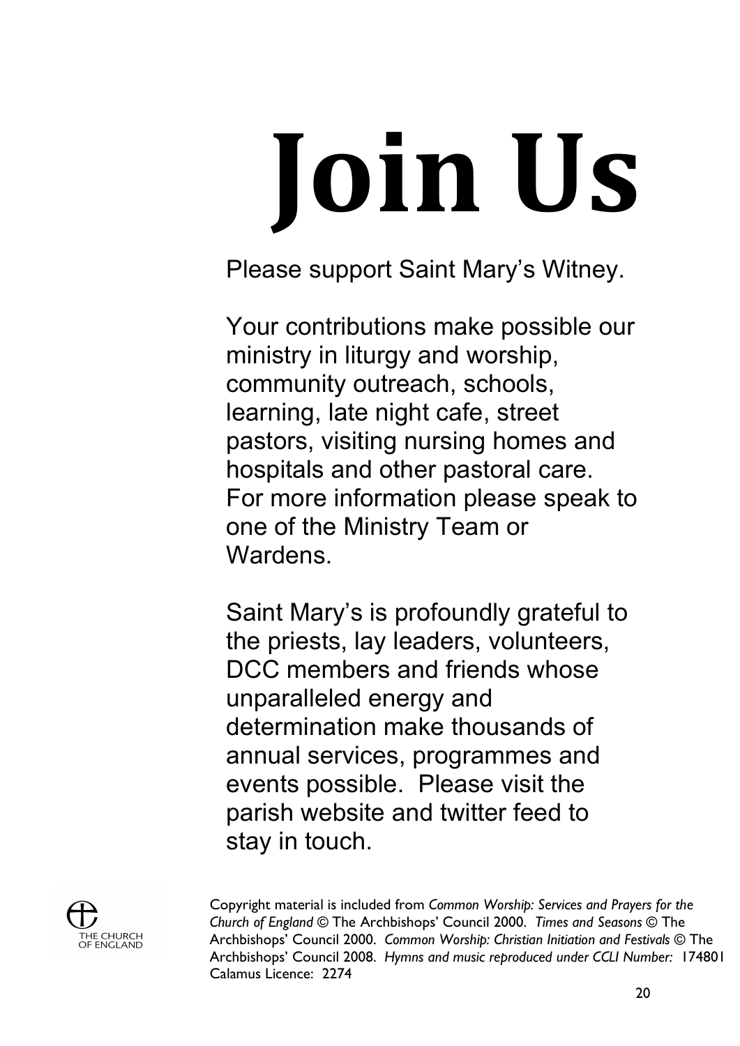# Join Us

Please support Saint Mary's Witney.

Your contributions make possible our ministry in liturgy and worship, community outreach, schools, learning, late night cafe, street pastors, visiting nursing homes and hospitals and other pastoral care. For more information please speak to one of the Ministry Team or Wardens.

Saint Mary's is profoundly grateful to the priests, lay leaders, volunteers, DCC members and friends whose unparalleled energy and determination make thousands of annual services, programmes and events possible. Please visit the parish website and twitter feed to stay in touch.

THE CHURCH OF ENGLAND

Copyright material is included from *Common Worship: Services and Prayers for the Church of England* © The Archbishops' Council 2000. *Times and Seasons* © The Archbishops' Council 2000. *Common Worship: Christian Initiation and Festivals* © The Archbishops' Council 2008. *Hymns and music reproduced under CCLI Number:* 174801 Calamus Licence: 2274